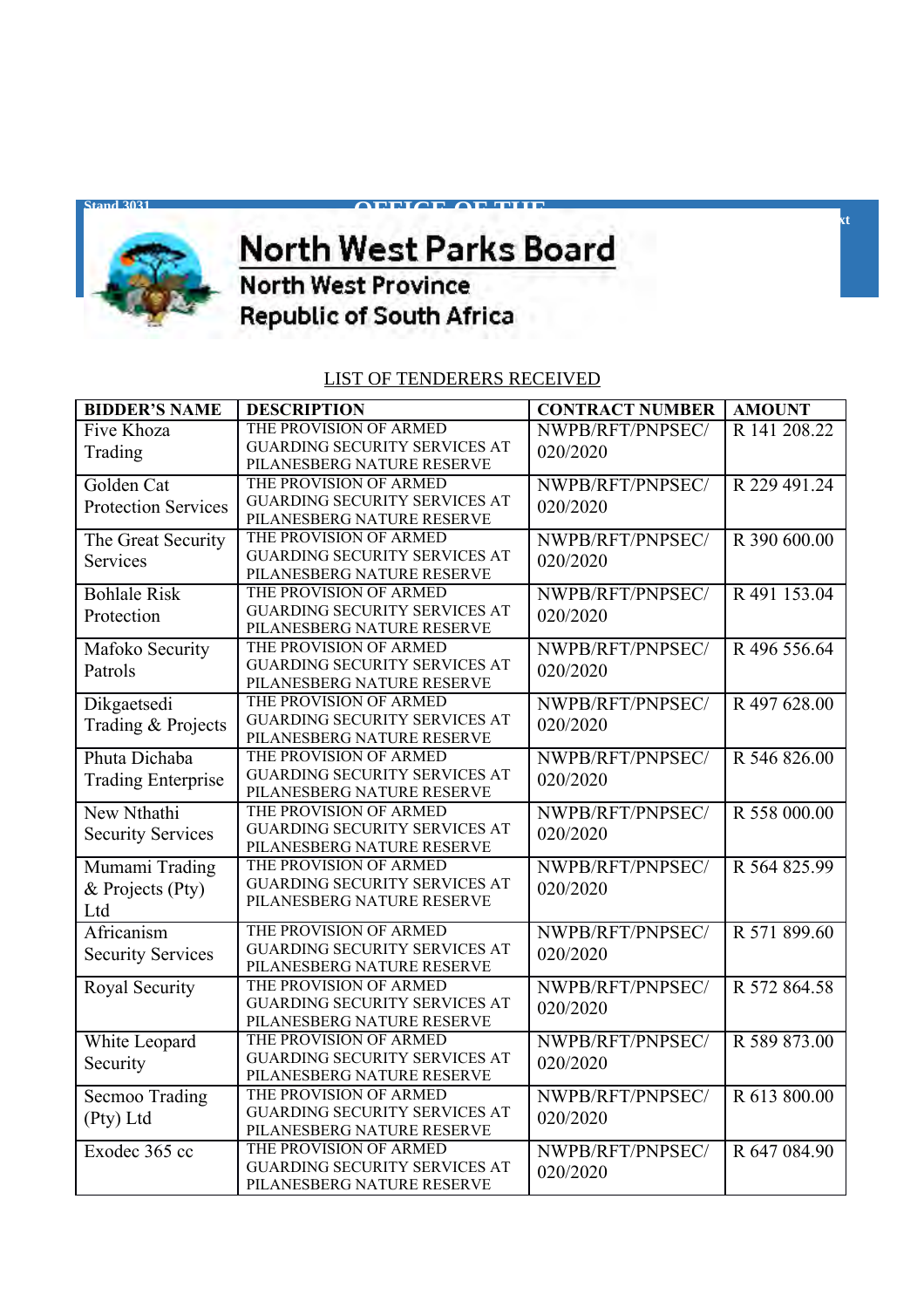# North West Parks Board

North West Province

Republic of South Africa

LIST OF TENDERERS RECEIVED

| BIDDER'S NAME | DESCRIPTION | CONTRACT NUMBER | AMOUNT |
|---|---|---|---|
| Five Khoza Trading | THE PROVISION OF ARMED GUARDING SECURITY SERVICES AT PILANESBERG NATURE RESERVE | NWPB/RFT/PNPSEC/020/2020 | R 141 208.22 |
| Golden Cat Protection Services | THE PROVISION OF ARMED GUARDING SECURITY SERVICES AT PILANESBERG NATURE RESERVE | NWPB/RFT/PNPSEC/020/2020 | R 229 491.24 |
| The Great Security Services | THE PROVISION OF ARMED GUARDING SECURITY SERVICES AT PILANESBERG NATURE RESERVE | NWPB/RFT/PNPSEC/020/2020 | R 390 600.00 |
| Bohlale Risk Protection | THE PROVISION OF ARMED GUARDING SECURITY SERVICES AT PILANESBERG NATURE RESERVE | NWPB/RFT/PNPSEC/020/2020 | R 491 153.04 |
| Mafoko Security Patrols | THE PROVISION OF ARMED GUARDING SECURITY SERVICES AT PILANESBERG NATURE RESERVE | NWPB/RFT/PNPSEC/020/2020 | R 496 556.64 |
| Dikgaetsedi Trading & Projects | THE PROVISION OF ARMED GUARDING SECURITY SERVICES AT PILANESBERG NATURE RESERVE | NWPB/RFT/PNPSEC/020/2020 | R 497 628.00 |
| Phuta Dichaba Trading Enterprise | THE PROVISION OF ARMED GUARDING SECURITY SERVICES AT PILANESBERG NATURE RESERVE | NWPB/RFT/PNPSEC/020/2020 | R 546 826.00 |
| New Nthathi Security Services | THE PROVISION OF ARMED GUARDING SECURITY SERVICES AT PILANESBERG NATURE RESERVE | NWPB/RFT/PNPSEC/020/2020 | R 558 000.00 |
| Mumami Trading & Projects (Pty) Ltd | THE PROVISION OF ARMED GUARDING SECURITY SERVICES AT PILANESBERG NATURE RESERVE | NWPB/RFT/PNPSEC/020/2020 | R 564 825.99 |
| Africanism Security Services | THE PROVISION OF ARMED GUARDING SECURITY SERVICES AT PILANESBERG NATURE RESERVE | NWPB/RFT/PNPSEC/020/2020 | R 571 899.60 |
| Royal Security | THE PROVISION OF ARMED GUARDING SECURITY SERVICES AT PILANESBERG NATURE RESERVE | NWPB/RFT/PNPSEC/020/2020 | R 572 864.58 |
| White Leopard Security | THE PROVISION OF ARMED GUARDING SECURITY SERVICES AT PILANESBERG NATURE RESERVE | NWPB/RFT/PNPSEC/020/2020 | R 589 873.00 |
| Secmoo Trading (Pty) Ltd | THE PROVISION OF ARMED GUARDING SECURITY SERVICES AT PILANESBERG NATURE RESERVE | NWPB/RFT/PNPSEC/020/2020 | R 613 800.00 |
| Exodec 365 cc | THE PROVISION OF ARMED GUARDING SECURITY SERVICES AT PILANESBERG NATURE RESERVE | NWPB/RFT/PNPSEC/020/2020 | R 647 084.90 |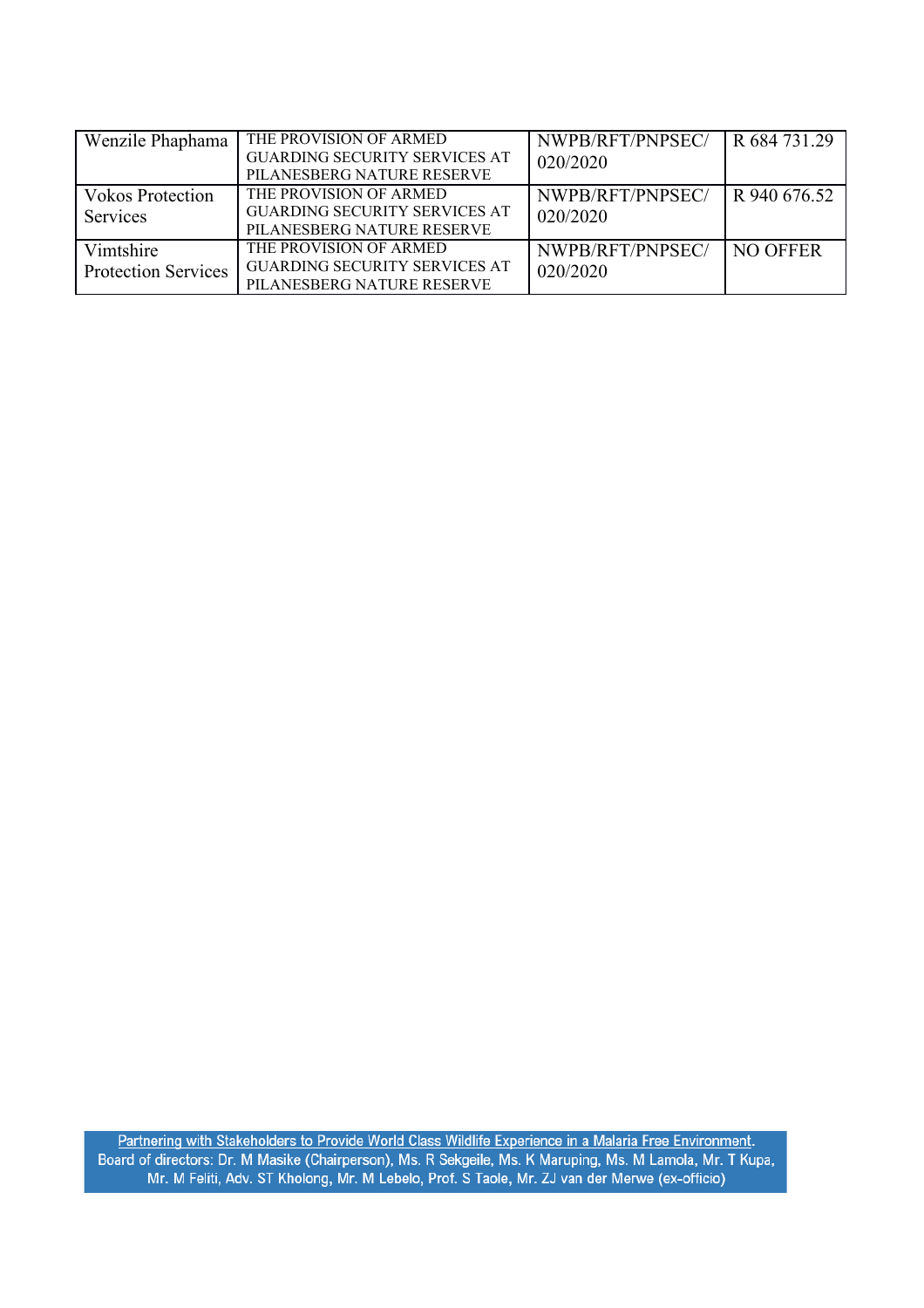| | | | |
|---|---|---|---|
| Wenzile Phaphama | THE PROVISION OF ARMED GUARDING SECURITY SERVICES AT PILANESBERG NATURE RESERVE | NWPB/RFT/PNPSEC/ 020/2020 | R 684 731.29 |
| Vokos Protection Services | THE PROVISION OF ARMED GUARDING SECURITY SERVICES AT PILANESBERG NATURE RESERVE | NWPB/RFT/PNPSEC/ 020/2020 | R 940 676.52 |
| Vimtshire Protection Services | THE PROVISION OF ARMED GUARDING SECURITY SERVICES AT PILANESBERG NATURE RESERVE | NWPB/RFT/PNPSEC/ 020/2020 | NO OFFER |